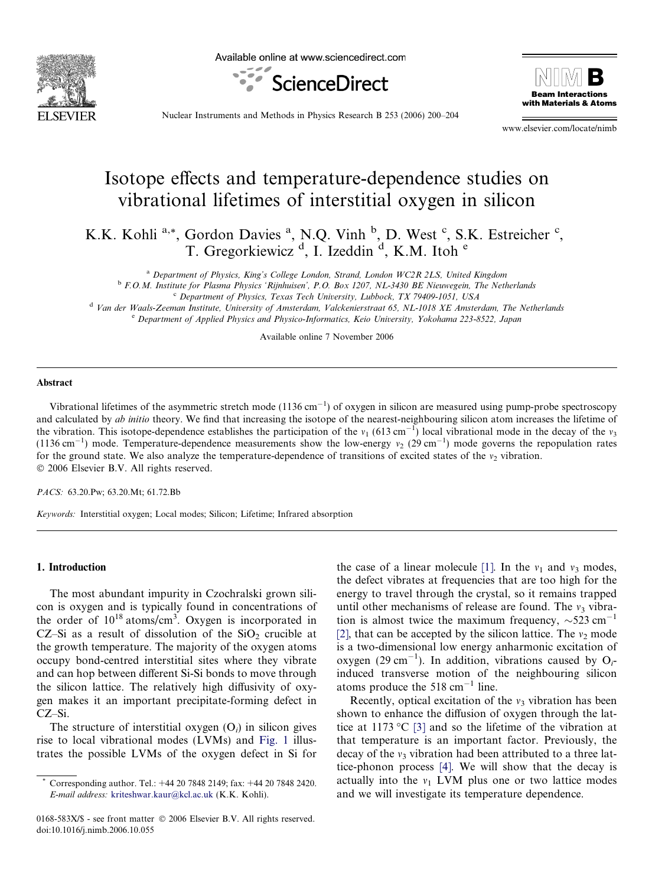# Isotope effects and temperature-dependence studies on vibrational lifetimes of interstitial oxygen in silicon

K.K. Kohli [a,*], Gordon Davies [a], N.Q. Vinh [b], D. West [c], S.K. Estreicher [c], T. Gregorkiewicz [d], I. Izeddin [d], K.M. Itoh [e]

[a] Department of Physics, King's College London, Strand, London WC2R 2LS, United Kingdom
[b] F.O.M. Institute for Plasma Physics 'Rijnhuisen', P.O. Box 1207, NL-3430 BE Nieuwegein, The Netherlands
[c] Department of Physics, Texas Tech University, Lubbock, TX 79409-1051, USA
[d] Van der Waals-Zeeman Institute, University of Amsterdam, Valckenierstraat 65, NL-1018 XE Amsterdam, The Netherlands
[e] Department of Applied Physics and Physico-Informatics, Keio University, Yokohama 223-8522, Japan

Available online 7 November 2006

## Abstract

Vibrational lifetimes of the asymmetric stretch mode (1136 cm$^{-1}$) of oxygen in silicon are measured using pump-probe spectroscopy and calculated by *ab initio* theory. We find that increasing the isotope of the nearest-neighbouring silicon atom increases the lifetime of the vibration. This isotope-dependence establishes the participation of the $v_1$ (613 cm$^{-1}$) local vibrational mode in the decay of the $v_3$ (1136 cm$^{-1}$) mode. Temperature-dependence measurements show the low-energy $v_2$ (29 cm$^{-1}$) mode governs the repopulation rates for the ground state. We also analyze the temperature-dependence of transitions of excited states of the $v_2$ vibration.
© 2006 Elsevier B.V. All rights reserved.

*PACS:* 63.20.Pw; 63.20.Mt; 61.72.Bb

*Keywords:* Interstitial oxygen; Local modes; Silicon; Lifetime; Infrared absorption

## 1. Introduction

The most abundant impurity in Czochralski grown silicon is oxygen and is typically found in concentrations of the order of $10^{18}$ atoms/cm$^3$. Oxygen is incorporated in CZ–Si as a result of dissolution of the $SiO_2$ crucible at the growth temperature. The majority of the oxygen atoms occupy bond-centred interstitial sites where they vibrate and can hop between different Si-Si bonds to move through the silicon lattice. The relatively high diffusivity of oxygen makes it an important precipitate-forming defect in CZ–Si.

The structure of interstitial oxygen ($O_i$) in silicon gives rise to local vibrational modes (LVMs) and Fig. 1 illustrates the possible LVMs of the oxygen defect in Si for the case of a linear molecule [1]. In the $v_1$ and $v_3$ modes, the defect vibrates at frequencies that are too high for the energy to travel through the crystal, so it remains trapped until other mechanisms of release are found. The $v_3$ vibration is almost twice the maximum frequency, ~523 cm$^{-1}$ [2], that can be accepted by the silicon lattice. The $v_2$ mode is a two-dimensional low energy anharmonic excitation of oxygen (29 cm$^{-1}$). In addition, vibrations caused by $O_i$-induced transverse motion of the neighbouring silicon atoms produce the 518 cm$^{-1}$ line.

Recently, optical excitation of the $v_3$ vibration has been shown to enhance the diffusion of oxygen through the lattice at 1173 °C [3] and so the lifetime of the vibration at that temperature is an important factor. Previously, the decay of the $v_3$ vibration had been attributed to a three lattice-phonon process [4]. We will show that the decay is actually into the $v_1$ LVM plus one or two lattice modes and we will investigate its temperature dependence.

* Corresponding author. Tel.: +44 20 7848 2149; fax: +44 20 7848 2420. E-mail address: kriteshwar.kaur@kcl.ac.uk (K.K. Kohli).

0168-583X/$ - see front matter © 2006 Elsevier B.V. All rights reserved.
doi:10.1016/j.nimb.2006.10.055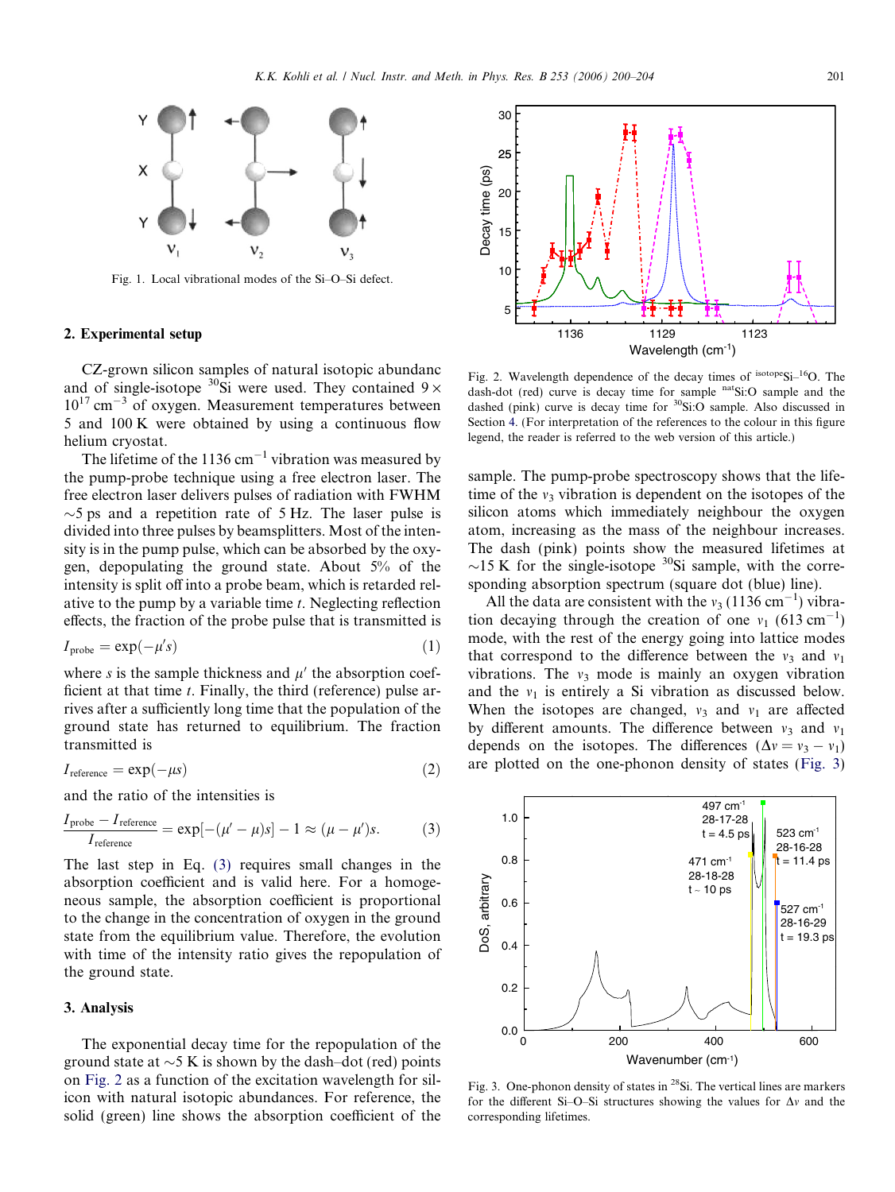Fig. 1. Local vibrational modes of the Si–O–Si defect.

## 2. Experimental setup

CZ-grown silicon samples of natural isotopic abundanc and of single-isotope $^{30}$Si were used. They contained $9 \times 10^{17}$ cm$^{-3}$ of oxygen. Measurement temperatures between 5 and 100 K were obtained by using a continuous flow helium cryostat.

The lifetime of the 1136 cm$^{-1}$ vibration was measured by the pump-probe technique using a free electron laser. The free electron laser delivers pulses of radiation with FWHM ~5 ps and a repetition rate of 5 Hz. The laser pulse is divided into three pulses by beamsplitters. Most of the intensity is in the pump pulse, which can be absorbed by the oxygen, depopulating the ground state. About 5% of the intensity is split off into a probe beam, which is retarded relative to the pump by a variable time $t$. Neglecting reflection effects, the fraction of the probe pulse that is transmitted is

$$I_{\text{probe}} = \exp(-\mu' s) \tag{1}$$

where $s$ is the sample thickness and $\mu'$ the absorption coefficient at that time $t$. Finally, the third (reference) pulse arrives after a sufficiently long time that the population of the ground state has returned to equilibrium. The fraction transmitted is

$$I_{\text{reference}} = \exp(-\mu s) \tag{2}$$

and the ratio of the intensities is

$$\frac{I_{\text{probe}} - I_{\text{reference}}}{I_{\text{reference}}} = \exp[-(\mu' - \mu)s] - 1 \approx (\mu - \mu')s. \tag{3}$$

The last step in Eq. (3) requires small changes in the absorption coefficient and is valid here. For a homogeneous sample, the absorption coefficient is proportional to the change in the concentration of oxygen in the ground state from the equilibrium value. Therefore, the evolution with time of the intensity ratio gives the repopulation of the ground state.

## 3. Analysis

The exponential decay time for the repopulation of the ground state at ~5 K is shown by the dash–dot (red) points on Fig. 2 as a function of the excitation wavelength for silicon with natural isotopic abundances. For reference, the solid (green) line shows the absorption coefficient of the sample. The pump-probe spectroscopy shows that the lifetime of the $\nu_3$ vibration is dependent on the isotopes of the silicon atoms which immediately neighbour the oxygen atom, increasing as the mass of the neighbour increases. The dash (pink) points show the measured lifetimes at ~15 K for the single-isotope $^{30}$Si sample, with the corresponding absorption spectrum (square dot (blue) line).

Fig. 2. Wavelength dependence of the decay times of $^{\text{isotope}}$Si–$^{16}$O. The dash-dot (red) curve is decay time for sample $^{\text{nat}}$Si:O sample and the dashed (pink) curve is decay time for $^{30}$Si:O sample. Also discussed in Section 4. (For interpretation of the references to the colour in this figure legend, the reader is referred to the web version of this article.)

All the data are consistent with the $\nu_3$ (1136 cm$^{-1}$) vibration decaying through the creation of one $\nu_1$ (613 cm$^{-1}$) mode, with the rest of the energy going into lattice modes that correspond to the difference between the $\nu_3$ and $\nu_1$ vibrations. The $\nu_3$ mode is mainly an oxygen vibration and the $\nu_1$ is entirely a Si vibration as discussed below. When the isotopes are changed, $\nu_3$ and $\nu_1$ are affected by different amounts. The difference between $\nu_3$ and $\nu_1$ depends on the isotopes. The differences ($\Delta\nu = \nu_3 - \nu_1$) are plotted on the one-phonon density of states (Fig. 3)

Fig. 3. One-phonon density of states in $^{28}$Si. The vertical lines are markers for the different Si–O–Si structures showing the values for $\Delta\nu$ and the corresponding lifetimes.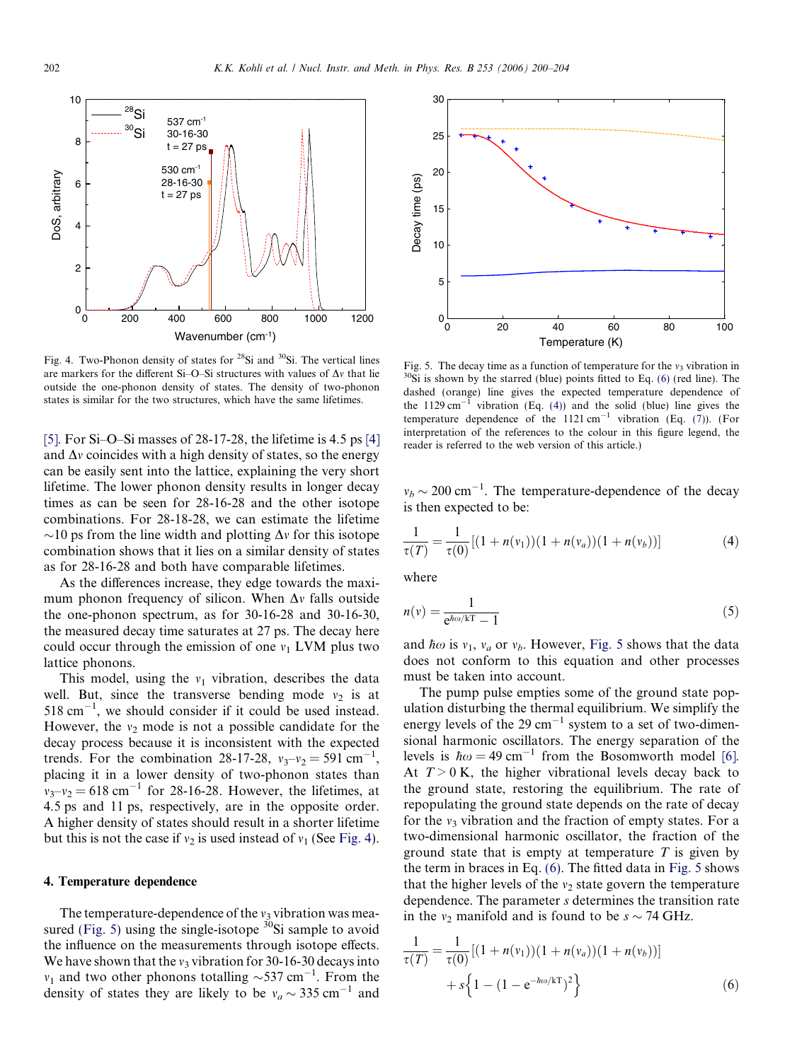Fig. 4. Two-Phonon density of states for [28]Si and [30]Si. The vertical lines are markers for the different Si–O–Si structures with values of $\Delta v$ that lie outside the one-phonon density of states. The density of two-phonon states is similar for the two structures, which have the same lifetimes.

[5]. For Si–O–Si masses of 28-17-28, the lifetime is 4.5 ps [4] and $\Delta v$ coincides with a high density of states, so the energy can be easily sent into the lattice, explaining the very short lifetime. The lower phonon density results in longer decay times as can be seen for 28-16-28 and the other isotope combinations. For 28-18-28, we can estimate the lifetime ~10 ps from the line width and plotting $\Delta v$ for this isotope combination shows that it lies on a similar density of states as for 28-16-28 and both have comparable lifetimes.

As the differences increase, they edge towards the maximum phonon frequency of silicon. When $\Delta v$ falls outside the one-phonon spectrum, as for 30-16-28 and 30-16-30, the measured decay time saturates at 27 ps. The decay here could occur through the emission of one $v_1$ LVM plus two lattice phonons.

This model, using the $v_1$ vibration, describes the data well. But, since the transverse bending mode $v_2$ is at 518 cm$^{-1}$, we should consider if it could be used instead. However, the $v_2$ mode is not a possible candidate for the decay process because it is inconsistent with the expected trends. For the combination 28-17-28, $v_3$–$v_2$ = 591 cm$^{-1}$, placing it in a lower density of two-phonon states than $v_3$–$v_2$ = 618 cm$^{-1}$ for 28-16-28. However, the lifetimes, at 4.5 ps and 11 ps, respectively, are in the opposite order. A higher density of states should result in a shorter lifetime but this is not the case if $v_2$ is used instead of $v_1$ (See Fig. 4).

## 4. Temperature dependence

The temperature-dependence of the $v_3$ vibration was measured (Fig. 5) using the single-isotope [30]Si sample to avoid the influence on the measurements through isotope effects. We have shown that the $v_3$ vibration for 30-16-30 decays into $v_1$ and two other phonons totalling ~537 cm$^{-1}$. From the density of states they are likely to be $v_a \sim 335$ cm$^{-1}$ and $v_b \sim 200$ cm$^{-1}$. The temperature-dependence of the decay is then expected to be:

$$\frac{1}{\tau(T)} = \frac{1}{\tau(0)}[(1 + n(v_1))(1 + n(v_a))(1 + n(v_b))] \quad (4)$$

where

$$n(v) = \frac{1}{e^{\hbar\omega/kT} - 1} \quad (5)$$

and $\hbar\omega$ is $v_1$, $v_a$ or $v_b$. However, Fig. 5 shows that the data does not conform to this equation and other processes must be taken into account.

Fig. 5. The decay time as a function of temperature for the $v_3$ vibration in [30]Si is shown by the starred (blue) points fitted to Eq. (6) (red line). The dashed (orange) line gives the expected temperature dependence of the 1129 cm$^{-1}$ vibration (Eq. (4)) and the solid (blue) line gives the temperature dependence of the 1121 cm$^{-1}$ vibration (Eq. (7)). (For interpretation of the references to the colour in this figure legend, the reader is referred to the web version of this article.)

The pump pulse empties some of the ground state population disturbing the thermal equilibrium. We simplify the energy levels of the 29 cm$^{-1}$ system to a set of two-dimensional harmonic oscillators. The energy separation of the levels is $\hbar\omega = 49$ cm$^{-1}$ from the Bosomworth model [6]. At $T > 0$ K, the higher vibrational levels decay back to the ground state, restoring the equilibrium. The rate of repopulating the ground state depends on the rate of decay for the $v_3$ vibration and the fraction of empty states. For a two-dimensional harmonic oscillator, the fraction of the ground state that is empty at temperature $T$ is given by the term in braces in Eq. (6). The fitted data in Fig. 5 shows that the higher levels of the $v_2$ state govern the temperature dependence. The parameter $s$ determines the transition rate in the $v_2$ manifold and is found to be $s \sim 74$ GHz.

$$\frac{1}{\tau(T)} = \frac{1}{\tau(0)}[(1 + n(v_1))(1 + n(v_a))(1 + n(v_b))] + s\left\{1 - (1 - e^{-\hbar\omega/kT})^2\right\} \quad (6)$$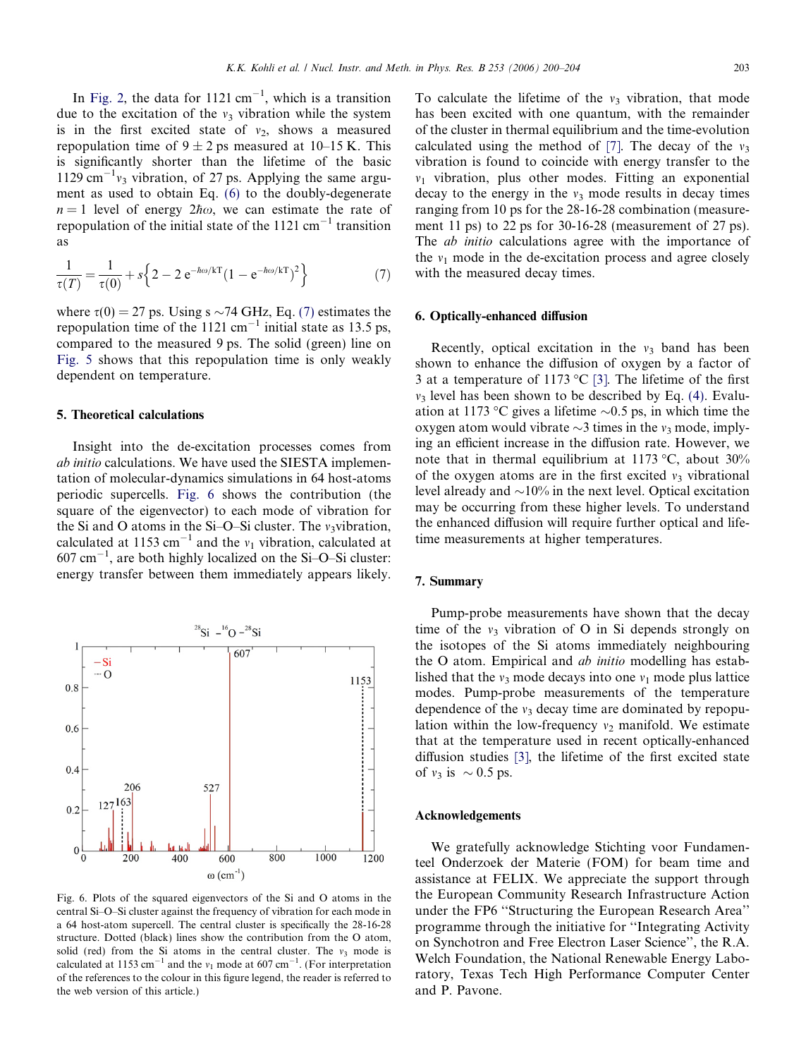In Fig. 2, the data for 1121 cm$^{-1}$, which is a transition due to the excitation of the $v_3$ vibration while the system is in the first excited state of $v_2$, shows a measured repopulation time of 9 ± 2 ps measured at 10–15 K. This is significantly shorter than the lifetime of the basic 1129 cm$^{-1}$ $v_3$ vibration, of 27 ps. Applying the same argument as used to obtain Eq. (6) to the doubly-degenerate $n = 1$ level of energy $2\hbar\omega$, we can estimate the rate of repopulation of the initial state of the 1121 cm$^{-1}$ transition as

$$\frac{1}{\tau(T)} = \frac{1}{\tau(0)} + s\left\{2 - 2\,\mathrm{e}^{-\hbar\omega/kT}\left(1 - \mathrm{e}^{-\hbar\omega/kT}\right)^2\right\} \tag{7}$$

where $\tau(0) = 27$ ps. Using s ~74 GHz, Eq. (7) estimates the repopulation time of the 1121 cm$^{-1}$ initial state as 13.5 ps, compared to the measured 9 ps. The solid (green) line on Fig. 5 shows that this repopulation time is only weakly dependent on temperature.

## 5. Theoretical calculations

Insight into the de-excitation processes comes from *ab initio* calculations. We have used the SIESTA implementation of molecular-dynamics simulations in 64 host-atoms periodic supercells. Fig. 6 shows the contribution (the square of the eigenvector) to each mode of vibration for the Si and O atoms in the Si–O–Si cluster. The $v_3$vibration, calculated at 1153 cm$^{-1}$ and the $v_1$ vibration, calculated at 607 cm$^{-1}$, are both highly localized on the Si–O–Si cluster: energy transfer between them immediately appears likely.

Fig. 6. Plots of the squared eigenvectors of the Si and O atoms in the central Si–O–Si cluster against the frequency of vibration for each mode in a 64 host-atom supercell. The central cluster is specifically the 28-16-28 structure. Dotted (black) lines show the contribution from the O atom, solid (red) from the Si atoms in the central cluster. The $v_3$ mode is calculated at 1153 cm$^{-1}$ and the $v_1$ mode at 607 cm$^{-1}$. (For interpretation of the references to the colour in this figure legend, the reader is referred to the web version of this article.)

To calculate the lifetime of the $v_3$ vibration, that mode has been excited with one quantum, with the remainder of the cluster in thermal equilibrium and the time-evolution calculated using the method of [7]. The decay of the $v_3$ vibration is found to coincide with energy transfer to the $v_1$ vibration, plus other modes. Fitting an exponential decay to the energy in the $v_3$ mode results in decay times ranging from 10 ps for the 28-16-28 combination (measurement 11 ps) to 22 ps for 30-16-28 (measurement of 27 ps). The *ab initio* calculations agree with the importance of the $v_1$ mode in the de-excitation process and agree closely with the measured decay times.

## 6. Optically-enhanced diffusion

Recently, optical excitation in the $v_3$ band has been shown to enhance the diffusion of oxygen by a factor of 3 at a temperature of 1173 °C [3]. The lifetime of the first $v_3$ level has been shown to be described by Eq. (4). Evaluation at 1173 °C gives a lifetime ~0.5 ps, in which time the oxygen atom would vibrate ~3 times in the $v_3$ mode, implying an efficient increase in the diffusion rate. However, we note that in thermal equilibrium at 1173 °C, about 30% of the oxygen atoms are in the first excited $v_3$ vibrational level already and ~10% in the next level. Optical excitation may be occurring from these higher levels. To understand the enhanced diffusion will require further optical and lifetime measurements at higher temperatures.

## 7. Summary

Pump-probe measurements have shown that the decay time of the $v_3$ vibration of O in Si depends strongly on the isotopes of the Si atoms immediately neighbouring the O atom. Empirical and *ab initio* modelling has established that the $v_3$ mode decays into one $v_1$ mode plus lattice modes. Pump-probe measurements of the temperature dependence of the $v_3$ decay time are dominated by repopulation within the low-frequency $v_2$ manifold. We estimate that at the temperature used in recent optically-enhanced diffusion studies [3], the lifetime of the first excited state of $v_3$ is ~ 0.5 ps.

## Acknowledgements

We gratefully acknowledge Stichting voor Fundamenteel Onderzoek der Materie (FOM) for beam time and assistance at FELIX. We appreciate the support through the European Community Research Infrastructure Action under the FP6 "Structuring the European Research Area" programme through the initiative for "Integrating Activity on Synchotron and Free Electron Laser Science", the R.A. Welch Foundation, the National Renewable Energy Laboratory, Texas Tech High Performance Computer Center and P. Pavone.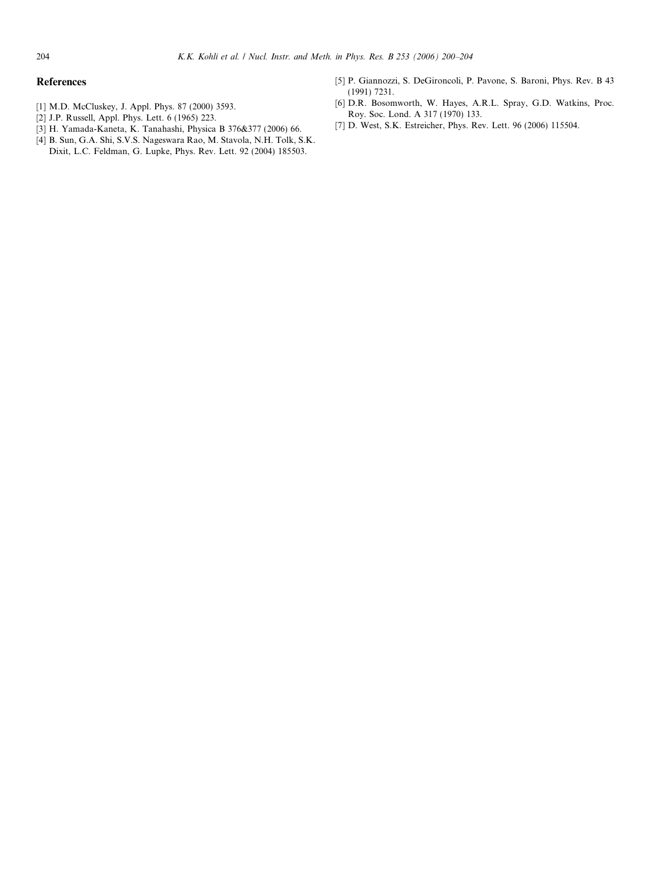## References

[1] M.D. McCluskey, J. Appl. Phys. 87 (2000) 3593.

[2] J.P. Russell, Appl. Phys. Lett. 6 (1965) 223.

[3] H. Yamada-Kaneta, K. Tanahashi, Physica B 376&377 (2006) 66.

[4] B. Sun, G.A. Shi, S.V.S. Nageswara Rao, M. Stavola, N.H. Tolk, S.K. Dixit, L.C. Feldman, G. Lupke, Phys. Rev. Lett. 92 (2004) 185503.

[5] P. Giannozzi, S. DeGironcoli, P. Pavone, S. Baroni, Phys. Rev. B 43 (1991) 7231.

[6] D.R. Bosomworth, W. Hayes, A.R.L. Spray, G.D. Watkins, Proc. Roy. Soc. Lond. A 317 (1970) 133.

[7] D. West, S.K. Estreicher, Phys. Rev. Lett. 96 (2006) 115504.